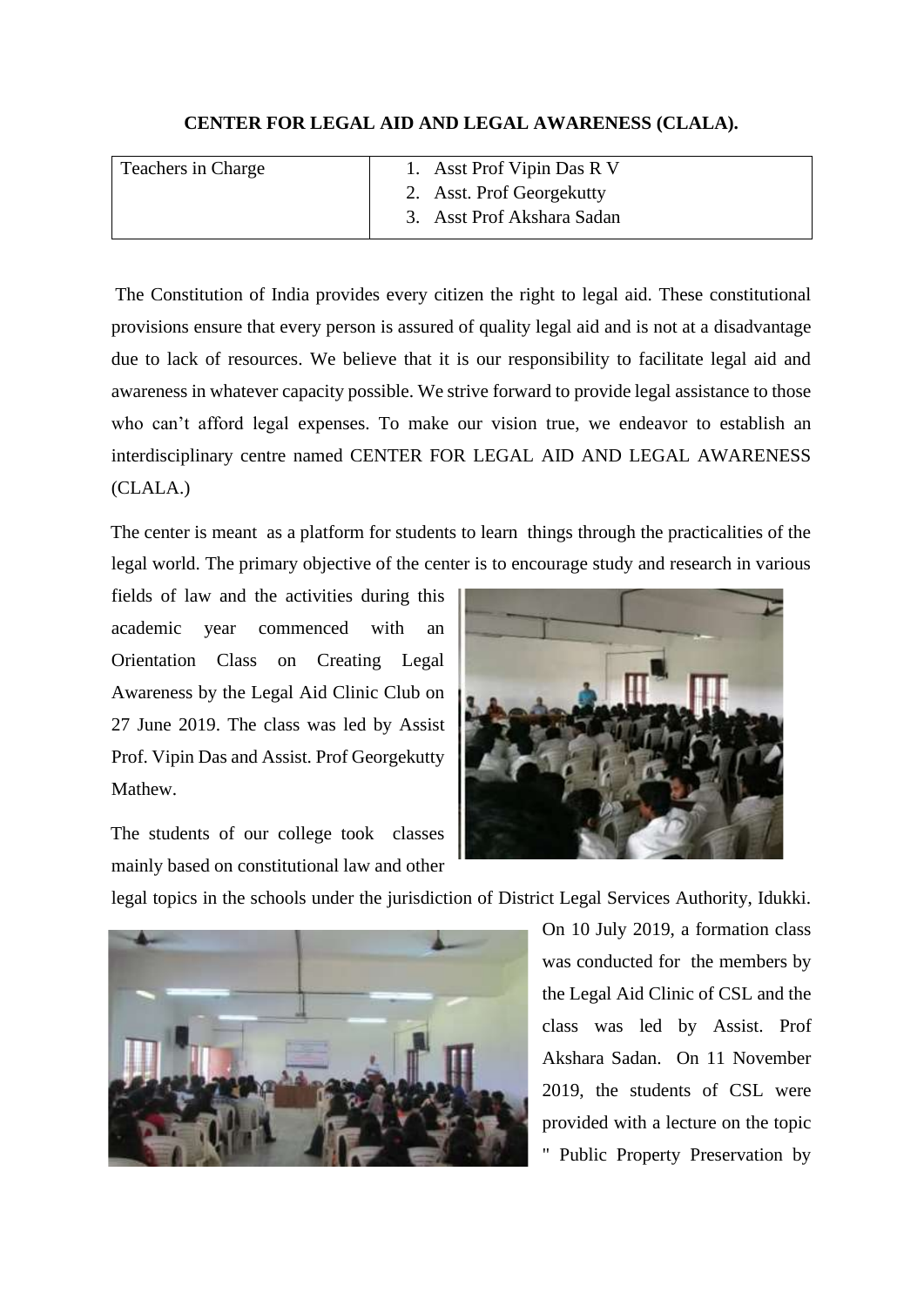**CENTER FOR LEGAL AID AND LEGAL AWARENESS (CLALA).**

| Teachers in Charge | 1. Asst Prof Vipin Das R V<br>2. Asst. Prof Georgekutty<br>3. Asst Prof Akshara Sadan |
|---|---|

The Constitution of India provides every citizen the right to legal aid. These constitutional provisions ensure that every person is assured of quality legal aid and is not at a disadvantage due to lack of resources. We believe that it is our responsibility to facilitate legal aid and awareness in whatever capacity possible. We strive forward to provide legal assistance to those who can't afford legal expenses. To make our vision true, we endeavor to establish an interdisciplinary centre named CENTER FOR LEGAL AID AND LEGAL AWARENESS (CLALA.)

The center is meant as a platform for students to learn things through the practicalities of the legal world. The primary objective of the center is to encourage study and research in various fields of law and the activities during this academic year commenced with an Orientation Class on Creating Legal Awareness by the Legal Aid Clinic Club on 27 June 2019. The class was led by Assist Prof. Vipin Das and Assist. Prof Georgekutty Mathew.

The students of our college took classes mainly based on constitutional law and other legal topics in the schools under the jurisdiction of District Legal Services Authority, Idukki. On 10 July 2019, a formation class was conducted for the members by the Legal Aid Clinic of CSL and the class was led by Assist. Prof Akshara Sadan. On 11 November 2019, the students of CSL were provided with a lecture on the topic " Public Property Preservation by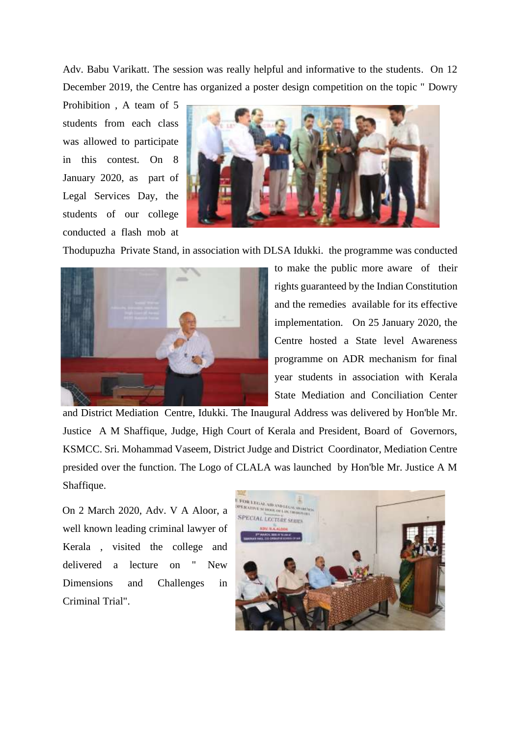Adv. Babu Varikatt. The session was really helpful and informative to the students. On 12 December 2019, the Centre has organized a poster design competition on the topic " Dowry Prohibition , A team of 5 students from each class was allowed to participate in this contest. On 8 January 2020, as part of Legal Services Day, the students of our college conducted a flash mob at Thodupuzha Private Stand, in association with DLSA Idukki. the programme was conducted to make the public more aware of their rights guaranteed by the Indian Constitution and the remedies available for its effective implementation. On 25 January 2020, the Centre hosted a State level Awareness programme on ADR mechanism for final year students in association with Kerala State Mediation and Conciliation Center and District Mediation Centre, Idukki. The Inaugural Address was delivered by Hon'ble Mr. Justice A M Shaffique, Judge, High Court of Kerala and President, Board of Governors, KSMCC. Sri. Mohammad Vaseem, District Judge and District Coordinator, Mediation Centre presided over the function. The Logo of CLALA was launched by Hon'ble Mr. Justice A M Shaffique.

On 2 March 2020, Adv. V A Aloor, a well known leading criminal lawyer of Kerala , visited the college and delivered a lecture on " New Dimensions and Challenges in Criminal Trial".